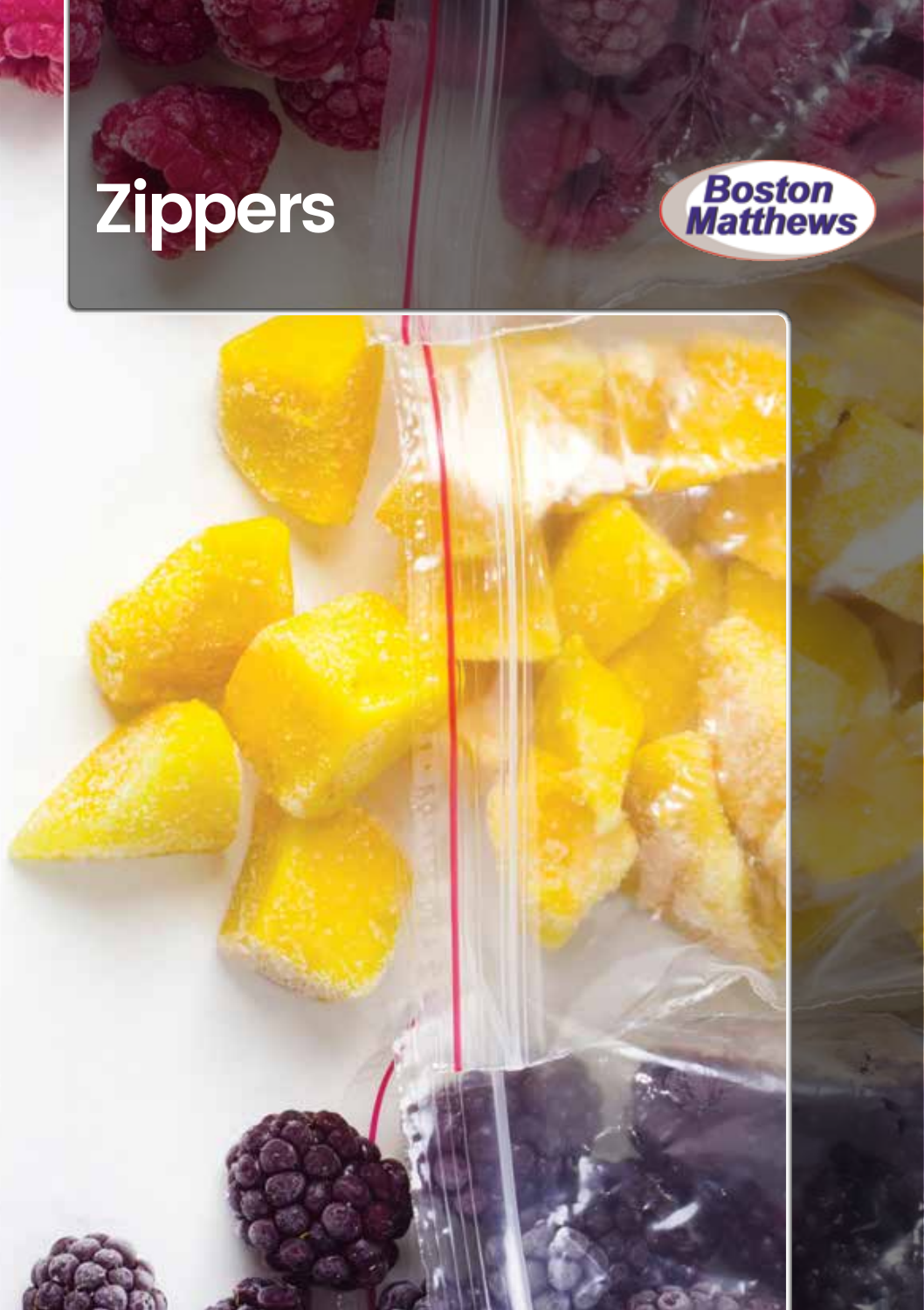# Zippers

Boston Matthews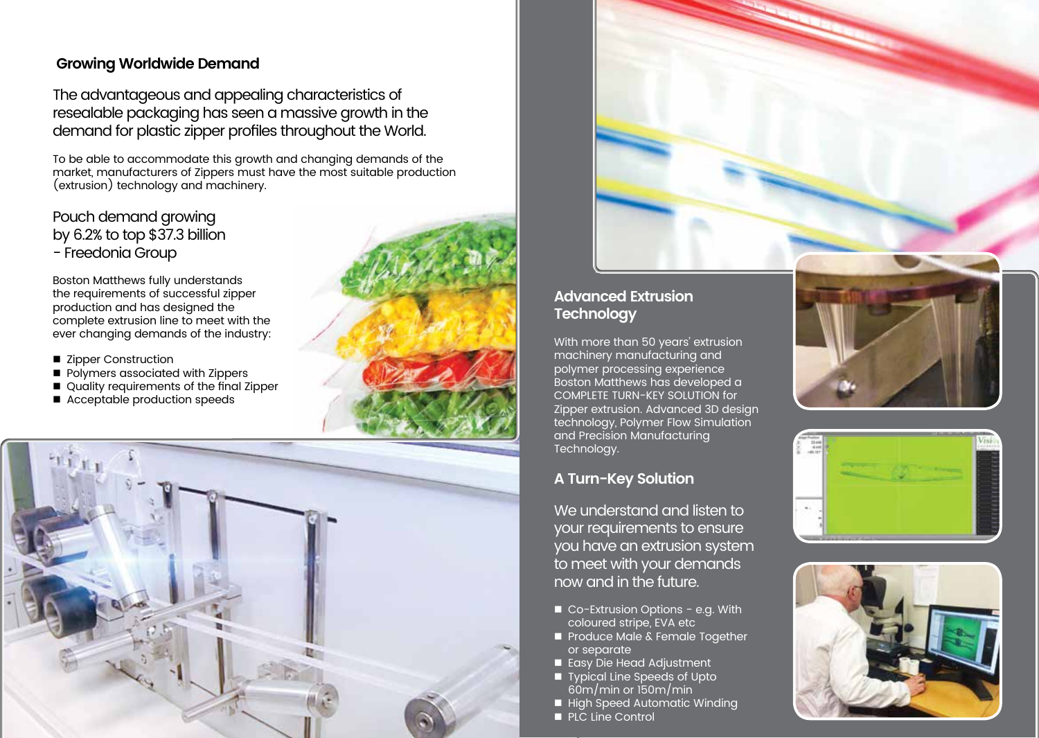## Growing Worldwide Demand

The advantageous and appealing characteristics of resealable packaging has seen a massive growth in the demand for plastic zipper profiles throughout the World.

To be able to accommodate this growth and changing demands of the market, manufacturers of Zippers must have the most suitable production (extrusion) technology and machinery.

Pouch demand growing by 6.2% to top $37.3 billion - Freedonia Group

Boston Matthews fully understands the requirements of successful zipper production and has designed the complete extrusion line to meet with the ever changing demands of the industry:

- Zipper Construction
- Polymers associated with Zippers
- Quality requirements of the final Zipper
- Acceptable production speeds

## Advanced Extrusion Technology

With more than 50 years' extrusion machinery manufacturing and polymer processing experience Boston Matthews has developed a COMPLETE TURN-KEY SOLUTION for Zipper extrusion. Advanced 3D design technology, Polymer Flow Simulation and Precision Manufacturing Technology.

## A Turn-Key Solution

We understand and listen to your requirements to ensure you have an extrusion system to meet with your demands now and in the future.

- Co-Extrusion Options - e.g. With coloured stripe, EVA etc
- Produce Male & Female Together or separate
- Easy Die Head Adjustment
- Typical Line Speeds of Upto 60m/min or 150m/min
- High Speed Automatic Winding
- PLC Line Control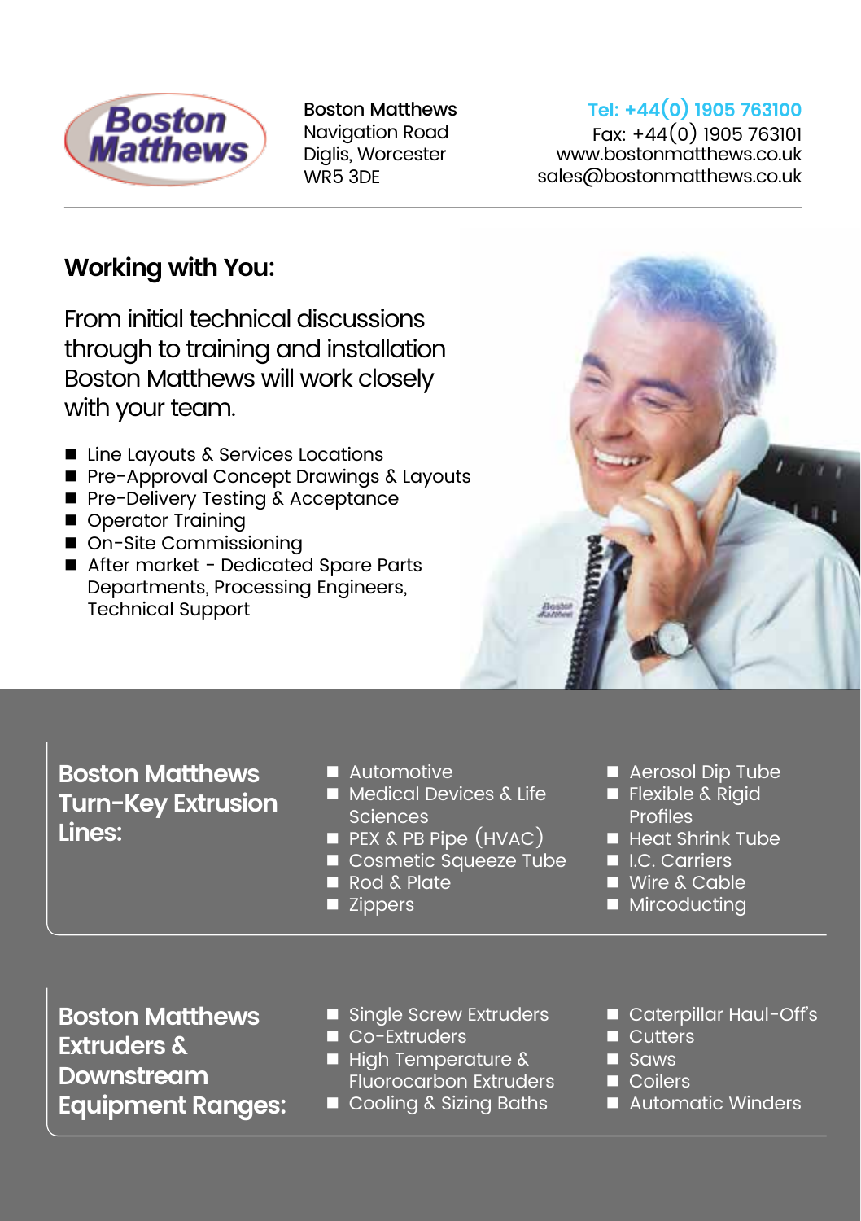Boston Matthews
Navigation Road
Diglis, Worcester
WR5 3DE

Tel: +44(0) 1905 763100
Fax: +44(0) 1905 763101
www.bostonmatthews.co.uk
sales@bostonmatthews.co.uk

## Working with You:

From initial technical discussions through to training and installation Boston Matthews will work closely with your team.

- Line Layouts & Services Locations
- Pre-Approval Concept Drawings & Layouts
- Pre-Delivery Testing & Acceptance
- Operator Training
- On-Site Commissioning
- After market - Dedicated Spare Parts Departments, Processing Engineers, Technical Support

## Boston Matthews Turn-Key Extrusion Lines:

- Automotive
- Medical Devices & Life Sciences
- PEX & PB Pipe (HVAC)
- Cosmetic Squeeze Tube
- Rod & Plate
- Zippers
- Aerosol Dip Tube
- Flexible & Rigid Profiles
- Heat Shrink Tube
- I.C. Carriers
- Wire & Cable
- Mircoducting

## Boston Matthews Extruders & Downstream Equipment Ranges:

- Single Screw Extruders
- Co-Extruders
- High Temperature & Fluorocarbon Extruders
- Cooling & Sizing Baths
- Caterpillar Haul-Off's
- Cutters
- Saws
- Coilers
- Automatic Winders